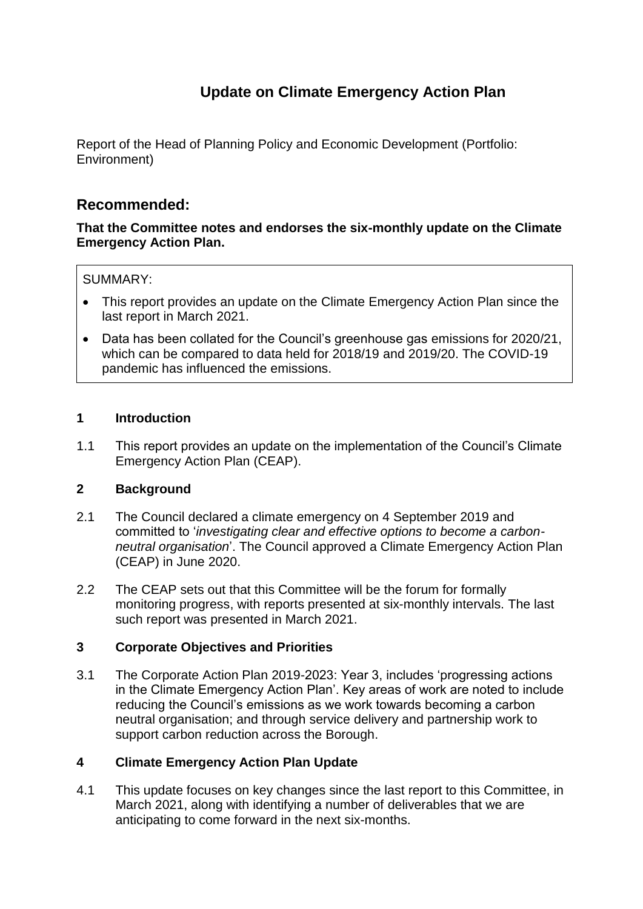# Update on Climate Emergency Action Plan

Report of the Head of Planning Policy and Economic Development (Portfolio: Environment)

## Recommended:

**That the Committee notes and endorses the six-monthly update on the Climate Emergency Action Plan.**

SUMMARY:

- This report provides an update on the Climate Emergency Action Plan since the last report in March 2021.
- Data has been collated for the Council's greenhouse gas emissions for 2020/21, which can be compared to data held for 2018/19 and 2019/20. The COVID-19 pandemic has influenced the emissions.

### 1 Introduction

1.1 This report provides an update on the implementation of the Council's Climate Emergency Action Plan (CEAP).

### 2 Background

2.1 The Council declared a climate emergency on 4 September 2019 and committed to '*investigating clear and effective options to become a carbon-neutral organisation*'. The Council approved a Climate Emergency Action Plan (CEAP) in June 2020.

2.2 The CEAP sets out that this Committee will be the forum for formally monitoring progress, with reports presented at six-monthly intervals. The last such report was presented in March 2021.

### 3 Corporate Objectives and Priorities

3.1 The Corporate Action Plan 2019-2023: Year 3, includes 'progressing actions in the Climate Emergency Action Plan'. Key areas of work are noted to include reducing the Council's emissions as we work towards becoming a carbon neutral organisation; and through service delivery and partnership work to support carbon reduction across the Borough.

### 4 Climate Emergency Action Plan Update

4.1 This update focuses on key changes since the last report to this Committee, in March 2021, along with identifying a number of deliverables that we are anticipating to come forward in the next six-months.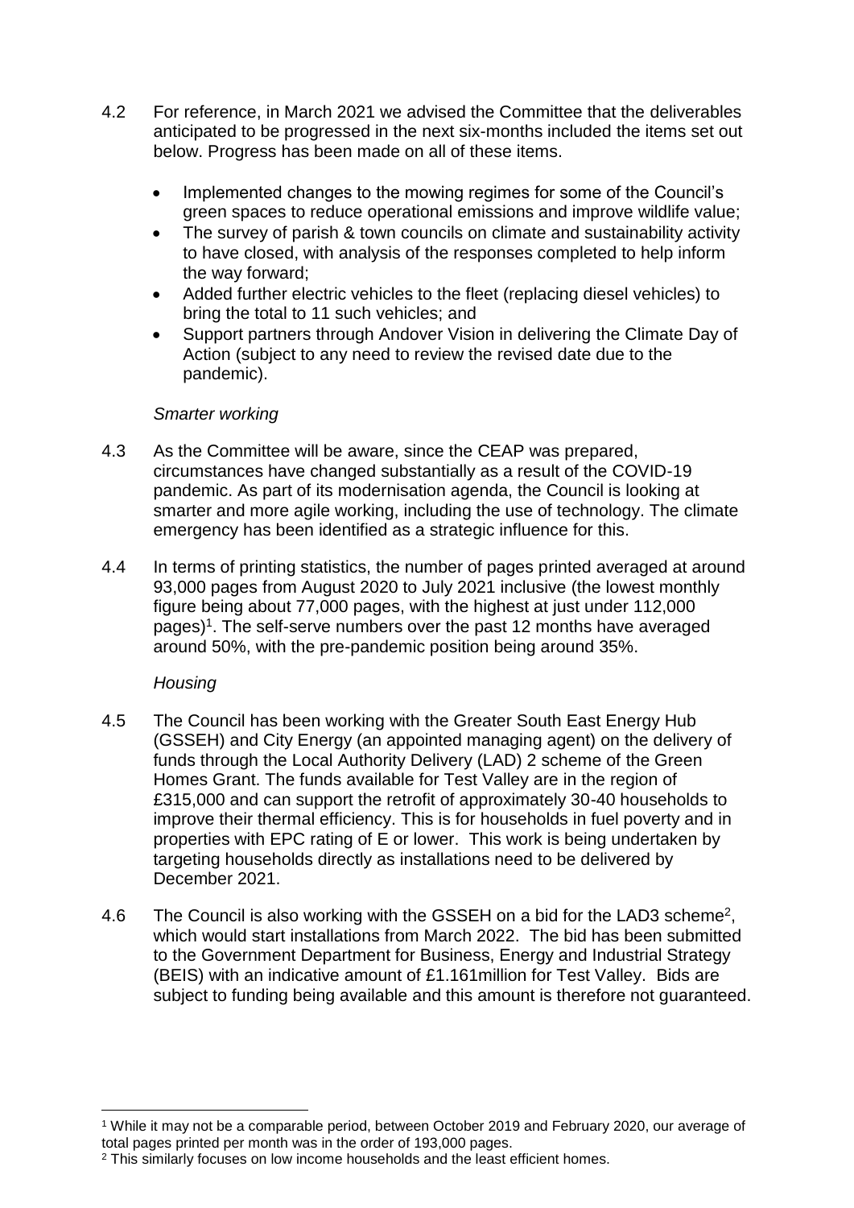4.2 For reference, in March 2021 we advised the Committee that the deliverables anticipated to be progressed in the next six-months included the items set out below. Progress has been made on all of these items.

- Implemented changes to the mowing regimes for some of the Council's green spaces to reduce operational emissions and improve wildlife value;
- The survey of parish & town councils on climate and sustainability activity to have closed, with analysis of the responses completed to help inform the way forward;
- Added further electric vehicles to the fleet (replacing diesel vehicles) to bring the total to 11 such vehicles; and
- Support partners through Andover Vision in delivering the Climate Day of Action (subject to any need to review the revised date due to the pandemic).

*Smarter working*

4.3 As the Committee will be aware, since the CEAP was prepared, circumstances have changed substantially as a result of the COVID-19 pandemic. As part of its modernisation agenda, the Council is looking at smarter and more agile working, including the use of technology. The climate emergency has been identified as a strategic influence for this.

4.4 In terms of printing statistics, the number of pages printed averaged at around 93,000 pages from August 2020 to July 2021 inclusive (the lowest monthly figure being about 77,000 pages, with the highest at just under 112,000 pages)[1]. The self-serve numbers over the past 12 months have averaged around 50%, with the pre-pandemic position being around 35%.

*Housing*

4.5 The Council has been working with the Greater South East Energy Hub (GSSEH) and City Energy (an appointed managing agent) on the delivery of funds through the Local Authority Delivery (LAD) 2 scheme of the Green Homes Grant. The funds available for Test Valley are in the region of £315,000 and can support the retrofit of approximately 30-40 households to improve their thermal efficiency. This is for households in fuel poverty and in properties with EPC rating of E or lower. This work is being undertaken by targeting households directly as installations need to be delivered by December 2021.

4.6 The Council is also working with the GSSEH on a bid for the LAD3 scheme[2], which would start installations from March 2022. The bid has been submitted to the Government Department for Business, Energy and Industrial Strategy (BEIS) with an indicative amount of £1.161million for Test Valley. Bids are subject to funding being available and this amount is therefore not guaranteed.

---

[1] While it may not be a comparable period, between October 2019 and February 2020, our average of total pages printed per month was in the order of 193,000 pages.

[2] This similarly focuses on low income households and the least efficient homes.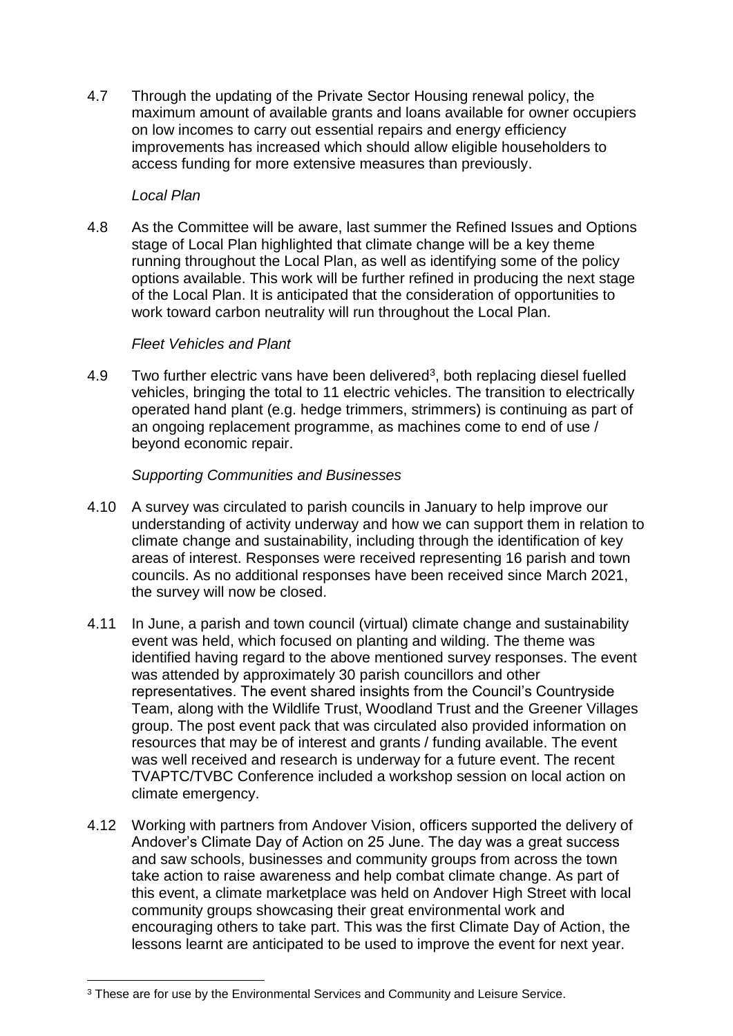4.7 Through the updating of the Private Sector Housing renewal policy, the maximum amount of available grants and loans available for owner occupiers on low incomes to carry out essential repairs and energy efficiency improvements has increased which should allow eligible householders to access funding for more extensive measures than previously.

*Local Plan*

4.8 As the Committee will be aware, last summer the Refined Issues and Options stage of Local Plan highlighted that climate change will be a key theme running throughout the Local Plan, as well as identifying some of the policy options available. This work will be further refined in producing the next stage of the Local Plan. It is anticipated that the consideration of opportunities to work toward carbon neutrality will run throughout the Local Plan.

*Fleet Vehicles and Plant*

4.9 Two further electric vans have been delivered[3], both replacing diesel fuelled vehicles, bringing the total to 11 electric vehicles. The transition to electrically operated hand plant (e.g. hedge trimmers, strimmers) is continuing as part of an ongoing replacement programme, as machines come to end of use / beyond economic repair.

*Supporting Communities and Businesses*

4.10 A survey was circulated to parish councils in January to help improve our understanding of activity underway and how we can support them in relation to climate change and sustainability, including through the identification of key areas of interest. Responses were received representing 16 parish and town councils. As no additional responses have been received since March 2021, the survey will now be closed.

4.11 In June, a parish and town council (virtual) climate change and sustainability event was held, which focused on planting and wilding. The theme was identified having regard to the above mentioned survey responses. The event was attended by approximately 30 parish councillors and other representatives. The event shared insights from the Council's Countryside Team, along with the Wildlife Trust, Woodland Trust and the Greener Villages group. The post event pack that was circulated also provided information on resources that may be of interest and grants / funding available. The event was well received and research is underway for a future event. The recent TVAPTC/TVBC Conference included a workshop session on local action on climate emergency.

4.12 Working with partners from Andover Vision, officers supported the delivery of Andover's Climate Day of Action on 25 June. The day was a great success and saw schools, businesses and community groups from across the town take action to raise awareness and help combat climate change. As part of this event, a climate marketplace was held on Andover High Street with local community groups showcasing their great environmental work and encouraging others to take part. This was the first Climate Day of Action, the lessons learnt are anticipated to be used to improve the event for next year.

---

[3] These are for use by the Environmental Services and Community and Leisure Service.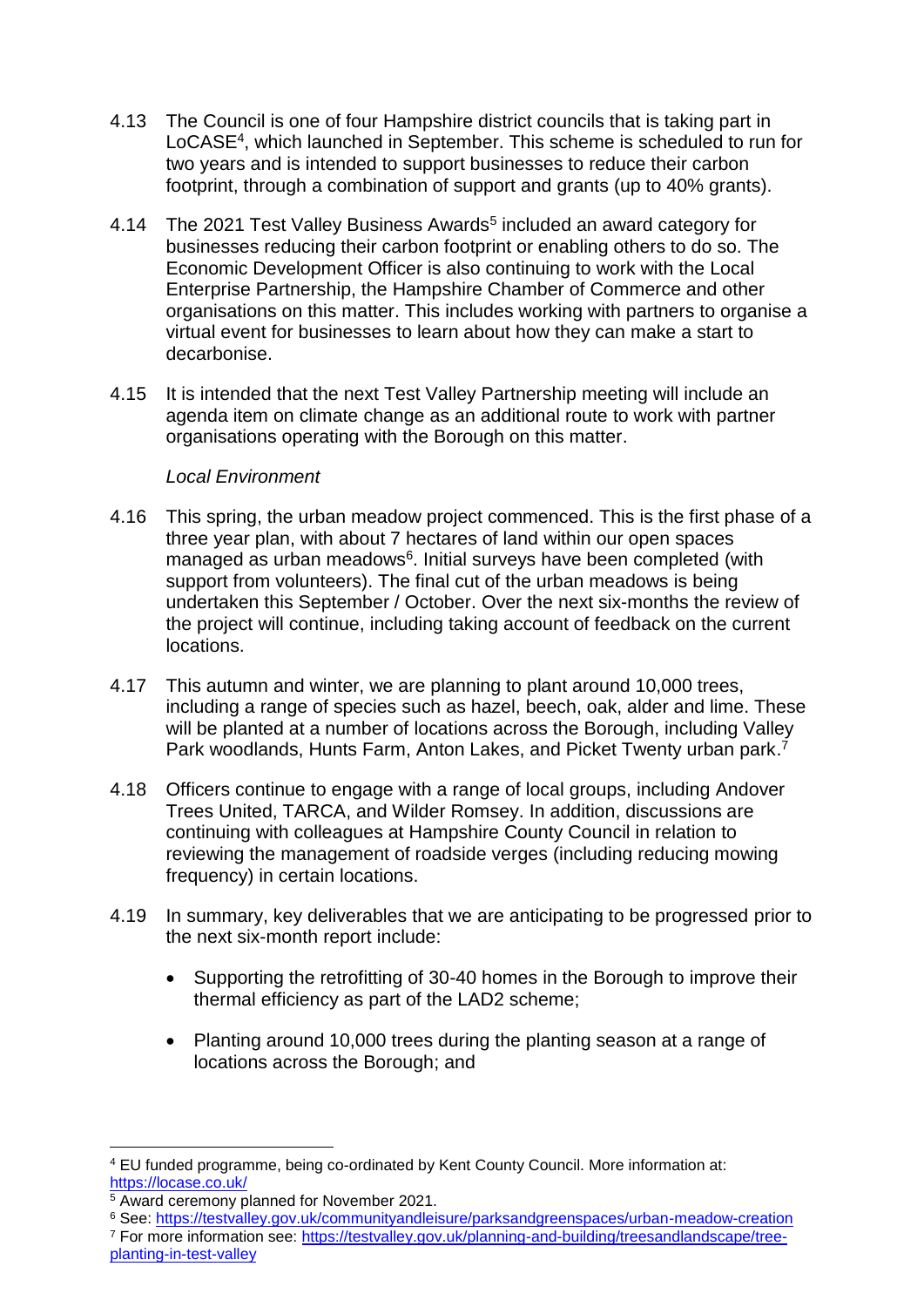4.13 The Council is one of four Hampshire district councils that is taking part in LoCASE[4], which launched in September. This scheme is scheduled to run for two years and is intended to support businesses to reduce their carbon footprint, through a combination of support and grants (up to 40% grants).

4.14 The 2021 Test Valley Business Awards[5] included an award category for businesses reducing their carbon footprint or enabling others to do so. The Economic Development Officer is also continuing to work with the Local Enterprise Partnership, the Hampshire Chamber of Commerce and other organisations on this matter. This includes working with partners to organise a virtual event for businesses to learn about how they can make a start to decarbonise.

4.15 It is intended that the next Test Valley Partnership meeting will include an agenda item on climate change as an additional route to work with partner organisations operating with the Borough on this matter.

*Local Environment*

4.16 This spring, the urban meadow project commenced. This is the first phase of a three year plan, with about 7 hectares of land within our open spaces managed as urban meadows[6]. Initial surveys have been completed (with support from volunteers). The final cut of the urban meadows is being undertaken this September / October. Over the next six-months the review of the project will continue, including taking account of feedback on the current locations.

4.17 This autumn and winter, we are planning to plant around 10,000 trees, including a range of species such as hazel, beech, oak, alder and lime. These will be planted at a number of locations across the Borough, including Valley Park woodlands, Hunts Farm, Anton Lakes, and Picket Twenty urban park.[7]

4.18 Officers continue to engage with a range of local groups, including Andover Trees United, TARCA, and Wilder Romsey. In addition, discussions are continuing with colleagues at Hampshire County Council in relation to reviewing the management of roadside verges (including reducing mowing frequency) in certain locations.

4.19 In summary, key deliverables that we are anticipating to be progressed prior to the next six-month report include:

- Supporting the retrofitting of 30-40 homes in the Borough to improve their thermal efficiency as part of the LAD2 scheme;
- Planting around 10,000 trees during the planting season at a range of locations across the Borough; and

---

[4] EU funded programme, being co-ordinated by Kent County Council. More information at: https://locase.co.uk/

[5] Award ceremony planned for November 2021.

[6] See: https://testvalley.gov.uk/communityandleisure/parksandgreenspaces/urban-meadow-creation

[7] For more information see: https://testvalley.gov.uk/planning-and-building/treesandlandscape/tree-planting-in-test-valley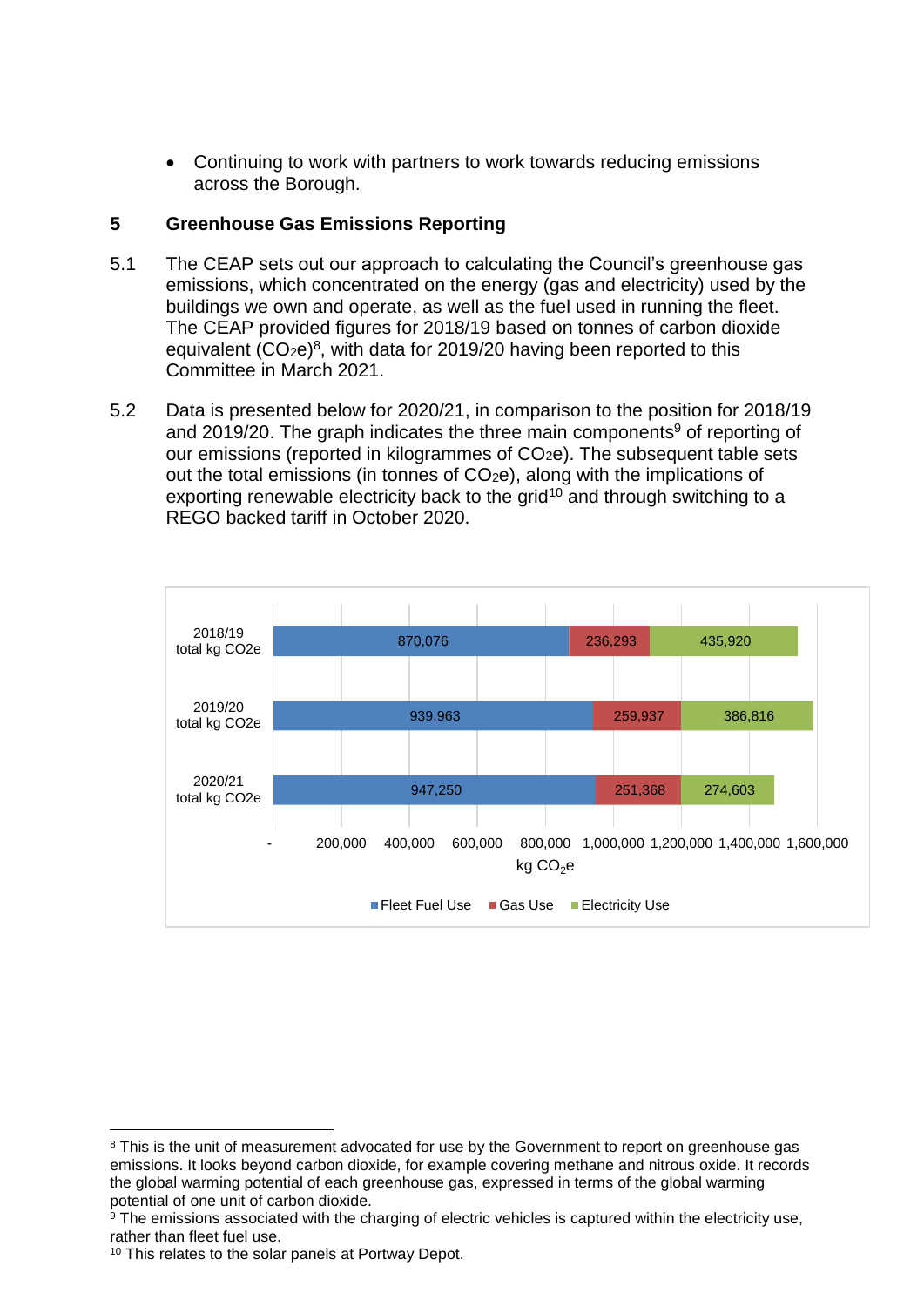- Continuing to work with partners to work towards reducing emissions across the Borough.

## 5 Greenhouse Gas Emissions Reporting

5.1 The CEAP sets out our approach to calculating the Council's greenhouse gas emissions, which concentrated on the energy (gas and electricity) used by the buildings we own and operate, as well as the fuel used in running the fleet. The CEAP provided figures for 2018/19 based on tonnes of carbon dioxide equivalent ($CO_2e$)[8], with data for 2019/20 having been reported to this Committee in March 2021.

5.2 Data is presented below for 2020/21, in comparison to the position for 2018/19 and 2019/20. The graph indicates the three main components[9] of reporting of our emissions (reported in kilogrammes of $CO_2e$). The subsequent table sets out the total emissions (in tonnes of $CO_2e$), along with the implications of exporting renewable electricity back to the grid[10] and through switching to a REGO backed tariff in October 2020.

| | Fleet Fuel Use | Gas Use | Electricity Use |
|---|---|---|---|
| 2018/19 total kg CO2e | 870,076 | 236,293 | 435,920 |
| 2019/20 total kg CO2e | 939,963 | 259,937 | 386,816 |
| 2020/21 total kg CO2e | 947,250 | 251,368 | 274,603 |

kg $CO_2e$

---

[8] This is the unit of measurement advocated for use by the Government to report on greenhouse gas emissions. It looks beyond carbon dioxide, for example covering methane and nitrous oxide. It records the global warming potential of each greenhouse gas, expressed in terms of the global warming potential of one unit of carbon dioxide.

[9] The emissions associated with the charging of electric vehicles is captured within the electricity use, rather than fleet fuel use.

[10] This relates to the solar panels at Portway Depot.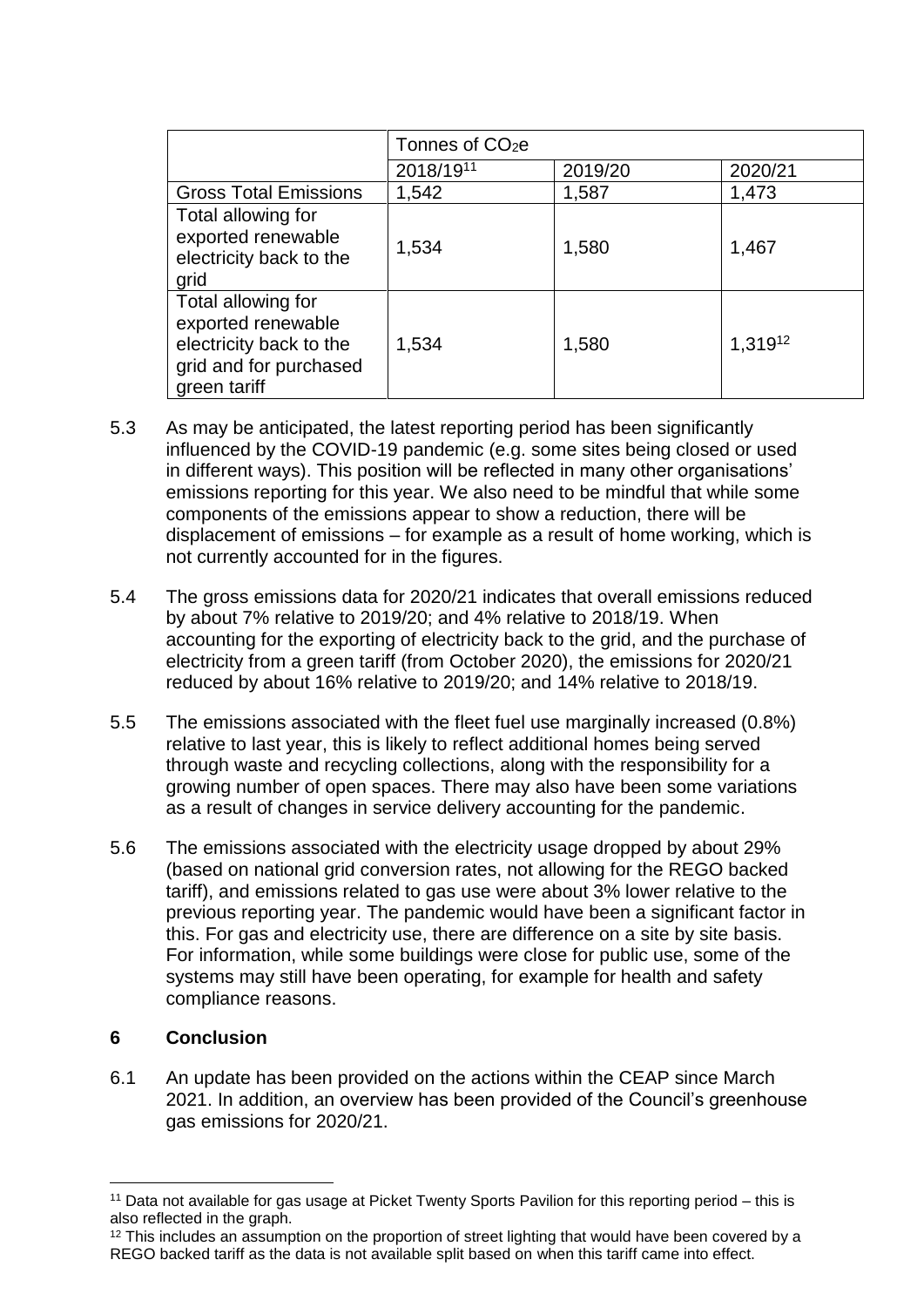| | Tonnes of $CO_2e$ | | |
|---|---|---|---|
| | 2018/19[11] | 2019/20 | 2020/21 |
| Gross Total Emissions | 1,542 | 1,587 | 1,473 |
| Total allowing for exported renewable electricity back to the grid | 1,534 | 1,580 | 1,467 |
| Total allowing for exported renewable electricity back to the grid and for purchased green tariff | 1,534 | 1,580 | 1,319[12] |

5.3 As may be anticipated, the latest reporting period has been significantly influenced by the COVID-19 pandemic (e.g. some sites being closed or used in different ways). This position will be reflected in many other organisations' emissions reporting for this year. We also need to be mindful that while some components of the emissions appear to show a reduction, there will be displacement of emissions – for example as a result of home working, which is not currently accounted for in the figures.

5.4 The gross emissions data for 2020/21 indicates that overall emissions reduced by about 7% relative to 2019/20; and 4% relative to 2018/19. When accounting for the exporting of electricity back to the grid, and the purchase of electricity from a green tariff (from October 2020), the emissions for 2020/21 reduced by about 16% relative to 2019/20; and 14% relative to 2018/19.

5.5 The emissions associated with the fleet fuel use marginally increased (0.8%) relative to last year, this is likely to reflect additional homes being served through waste and recycling collections, along with the responsibility for a growing number of open spaces. There may also have been some variations as a result of changes in service delivery accounting for the pandemic.

5.6 The emissions associated with the electricity usage dropped by about 29% (based on national grid conversion rates, not allowing for the REGO backed tariff), and emissions related to gas use were about 3% lower relative to the previous reporting year. The pandemic would have been a significant factor in this. For gas and electricity use, there are difference on a site by site basis. For information, while some buildings were close for public use, some of the systems may still have been operating, for example for health and safety compliance reasons.

## 6 Conclusion

6.1 An update has been provided on the actions within the CEAP since March 2021. In addition, an overview has been provided of the Council's greenhouse gas emissions for 2020/21.

---

[11] Data not available for gas usage at Picket Twenty Sports Pavilion for this reporting period – this is also reflected in the graph.

[12] This includes an assumption on the proportion of street lighting that would have been covered by a REGO backed tariff as the data is not available split based on when this tariff came into effect.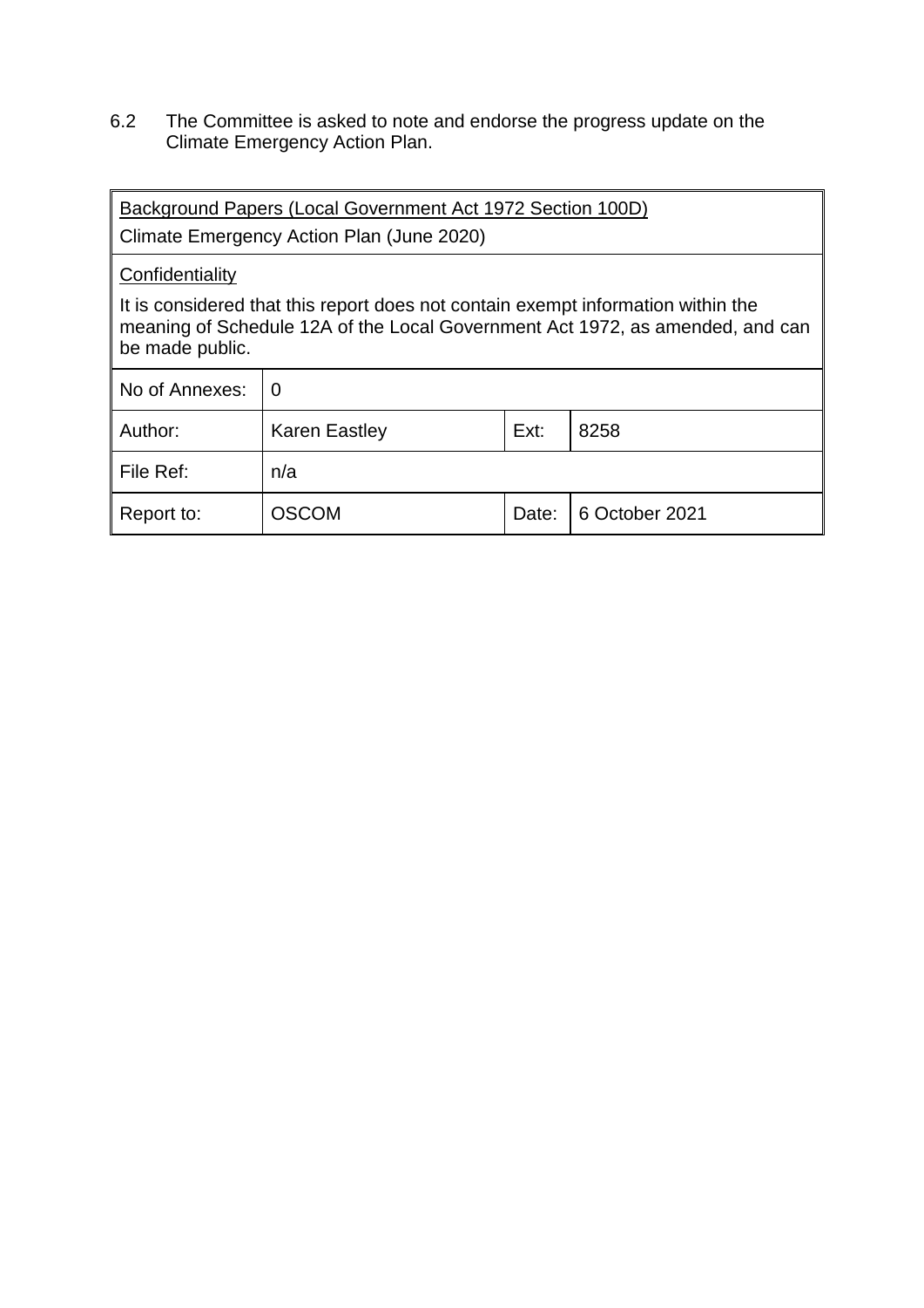6.2 The Committee is asked to note and endorse the progress update on the Climate Emergency Action Plan.

Background Papers (Local Government Act 1972 Section 100D)
Climate Emergency Action Plan (June 2020)

Confidentiality

It is considered that this report does not contain exempt information within the meaning of Schedule 12A of the Local Government Act 1972, as amended, and can be made public.

| | | | |
|---|---|---|---|
| No of Annexes: | 0 | | |
| Author: | Karen Eastley | Ext: | 8258 |
| File Ref: | n/a | | |
| Report to: | OSCOM | Date: | 6 October 2021 |